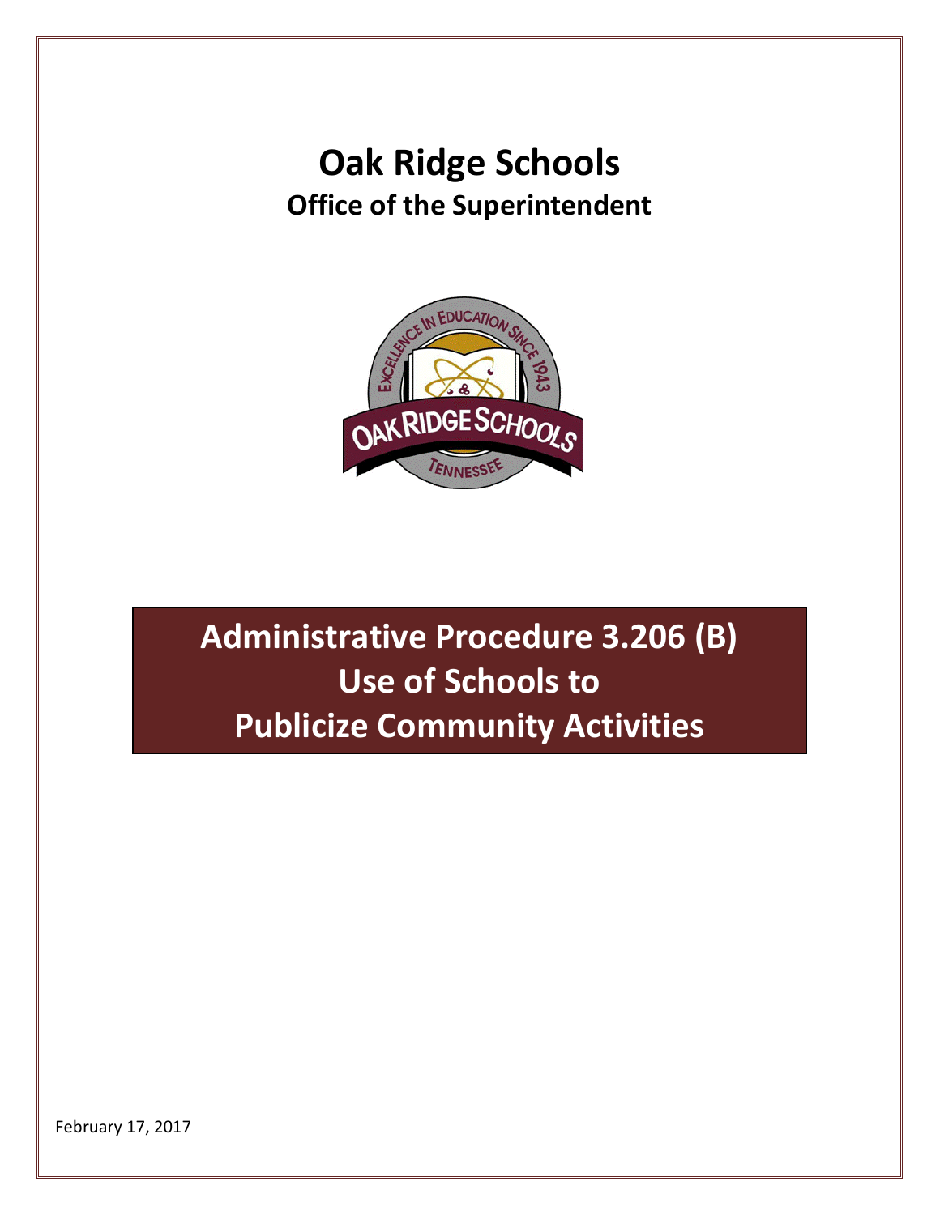# Oak Ridge Schools

## Office of the Superintendent

# Administrative Procedure 3.206 (B)
# Use of Schools to
# Publicize Community Activities

February 17, 2017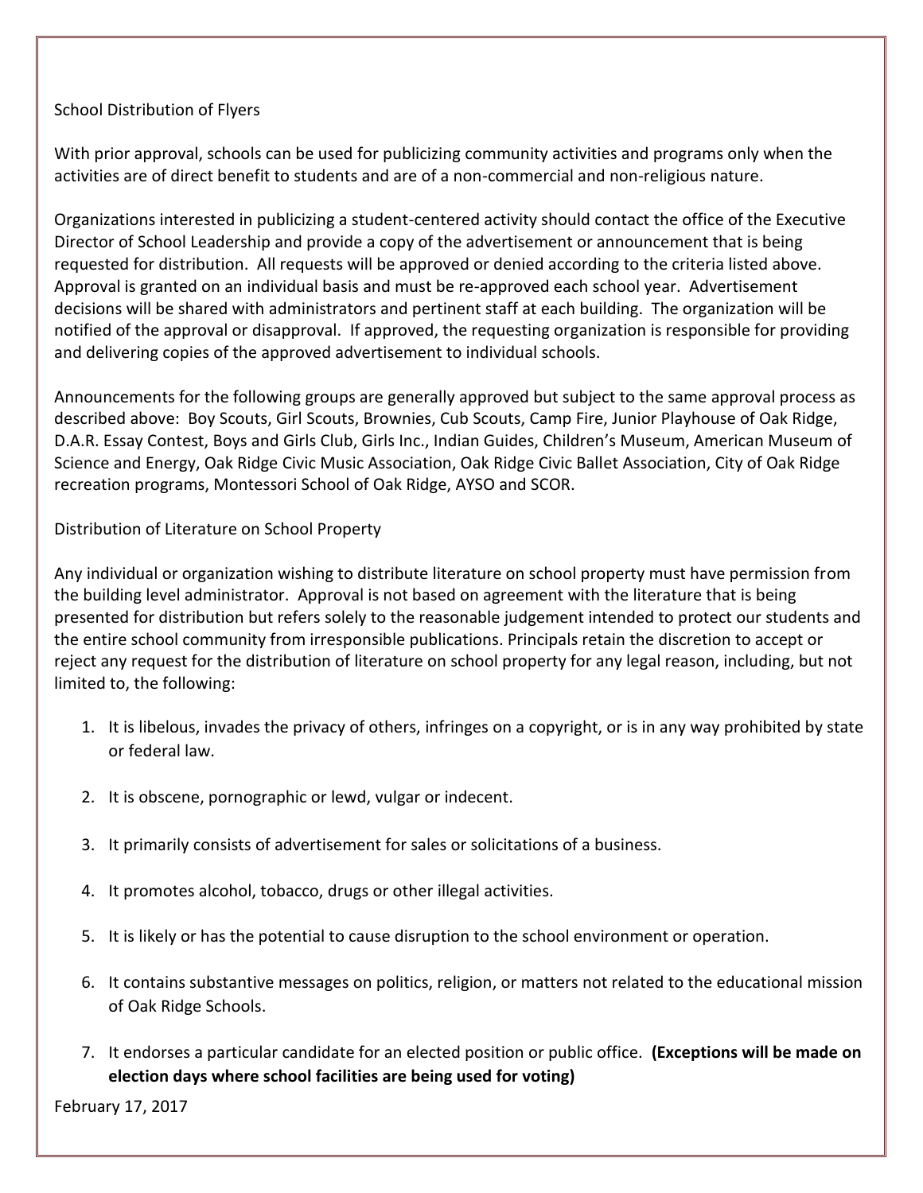## School Distribution of Flyers

With prior approval, schools can be used for publicizing community activities and programs only when the activities are of direct benefit to students and are of a non-commercial and non-religious nature.

Organizations interested in publicizing a student-centered activity should contact the office of the Executive Director of School Leadership and provide a copy of the advertisement or announcement that is being requested for distribution. All requests will be approved or denied according to the criteria listed above. Approval is granted on an individual basis and must be re-approved each school year. Advertisement decisions will be shared with administrators and pertinent staff at each building. The organization will be notified of the approval or disapproval. If approved, the requesting organization is responsible for providing and delivering copies of the approved advertisement to individual schools.

Announcements for the following groups are generally approved but subject to the same approval process as described above: Boy Scouts, Girl Scouts, Brownies, Cub Scouts, Camp Fire, Junior Playhouse of Oak Ridge, D.A.R. Essay Contest, Boys and Girls Club, Girls Inc., Indian Guides, Children's Museum, American Museum of Science and Energy, Oak Ridge Civic Music Association, Oak Ridge Civic Ballet Association, City of Oak Ridge recreation programs, Montessori School of Oak Ridge, AYSO and SCOR.

## Distribution of Literature on School Property

Any individual or organization wishing to distribute literature on school property must have permission from the building level administrator. Approval is not based on agreement with the literature that is being presented for distribution but refers solely to the reasonable judgement intended to protect our students and the entire school community from irresponsible publications. Principals retain the discretion to accept or reject any request for the distribution of literature on school property for any legal reason, including, but not limited to, the following:

1. It is libelous, invades the privacy of others, infringes on a copyright, or is in any way prohibited by state or federal law.
2. It is obscene, pornographic or lewd, vulgar or indecent.
3. It primarily consists of advertisement for sales or solicitations of a business.
4. It promotes alcohol, tobacco, drugs or other illegal activities.
5. It is likely or has the potential to cause disruption to the school environment or operation.
6. It contains substantive messages on politics, religion, or matters not related to the educational mission of Oak Ridge Schools.
7. It endorses a particular candidate for an elected position or public office. **(Exceptions will be made on election days where school facilities are being used for voting)**

February 17, 2017